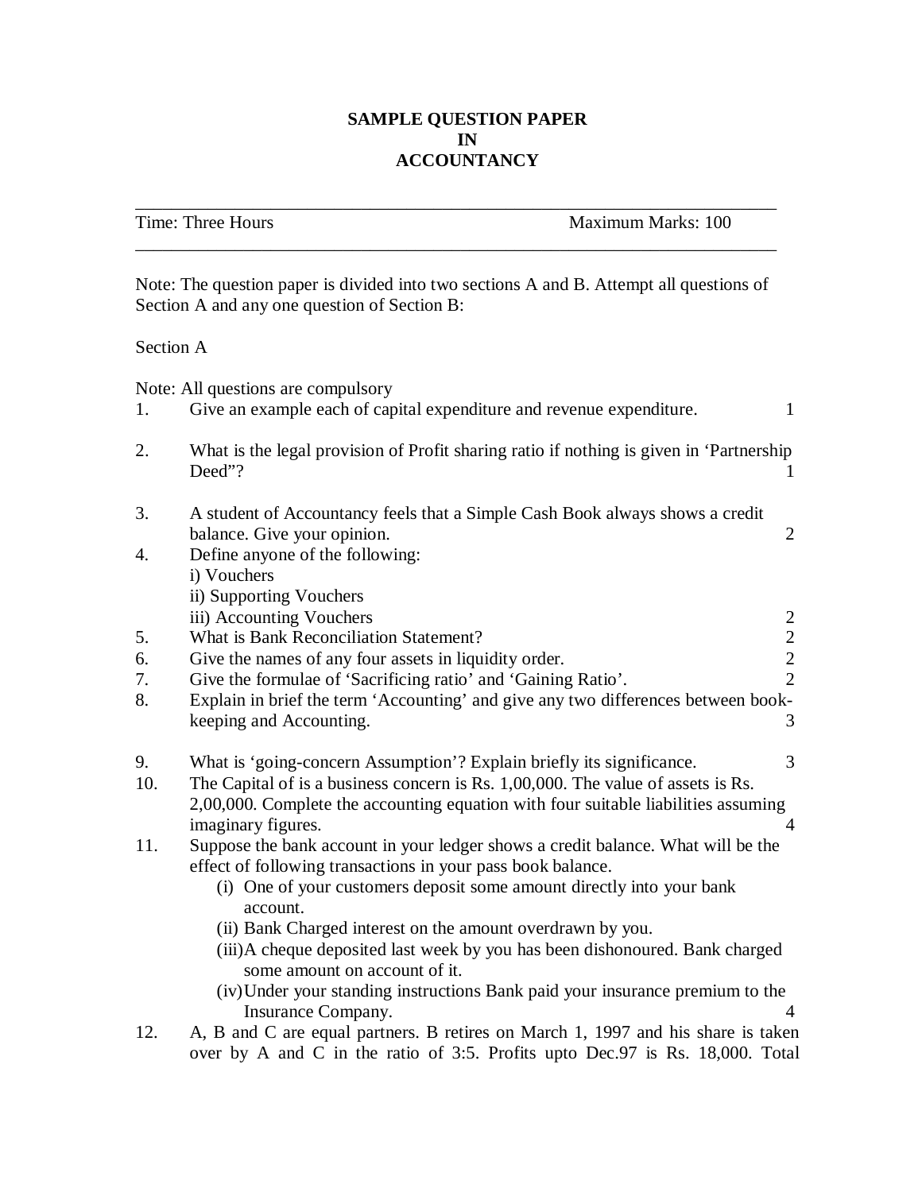# SAMPLE QUESTION PAPER IN ACCOUNTANCY

---

Time: Three Hours                                                                 Maximum Marks: 100

---

Note: The question paper is divided into two sections A and B. Attempt all questions of Section A and any one question of Section B:

Section A

Note: All questions are compulsory

1. Give an example each of capital expenditure and revenue expenditure. 1

2. What is the legal provision of Profit sharing ratio if nothing is given in 'Partnership Deed"? 1

3. A student of Accountancy feels that a Simple Cash Book always shows a credit balance. Give your opinion. 2

4. Define anyone of the following:
   i) Vouchers
   ii) Supporting Vouchers
   iii) Accounting Vouchers 2

5. What is Bank Reconciliation Statement? 2

6. Give the names of any four assets in liquidity order. 2

7. Give the formulae of 'Sacrificing ratio' and 'Gaining Ratio'. 2

8. Explain in brief the term 'Accounting' and give any two differences between book-keeping and Accounting. 3

9. What is 'going-concern Assumption'? Explain briefly its significance. 3

10. The Capital of is a business concern is Rs. 1,00,000. The value of assets is Rs. 2,00,000. Complete the accounting equation with four suitable liabilities assuming imaginary figures. 4

11. Suppose the bank account in your ledger shows a credit balance. What will be the effect of following transactions in your pass book balance.
    (i) One of your customers deposit some amount directly into your bank account.
    (ii) Bank Charged interest on the amount overdrawn by you.
    (iii) A cheque deposited last week by you has been dishonoured. Bank charged some amount on account of it.
    (iv) Under your standing instructions Bank paid your insurance premium to the Insurance Company. 4

12. A, B and C are equal partners. B retires on March 1, 1997 and his share is taken over by A and C in the ratio of 3:5. Profits upto Dec.97 is Rs. 18,000. Total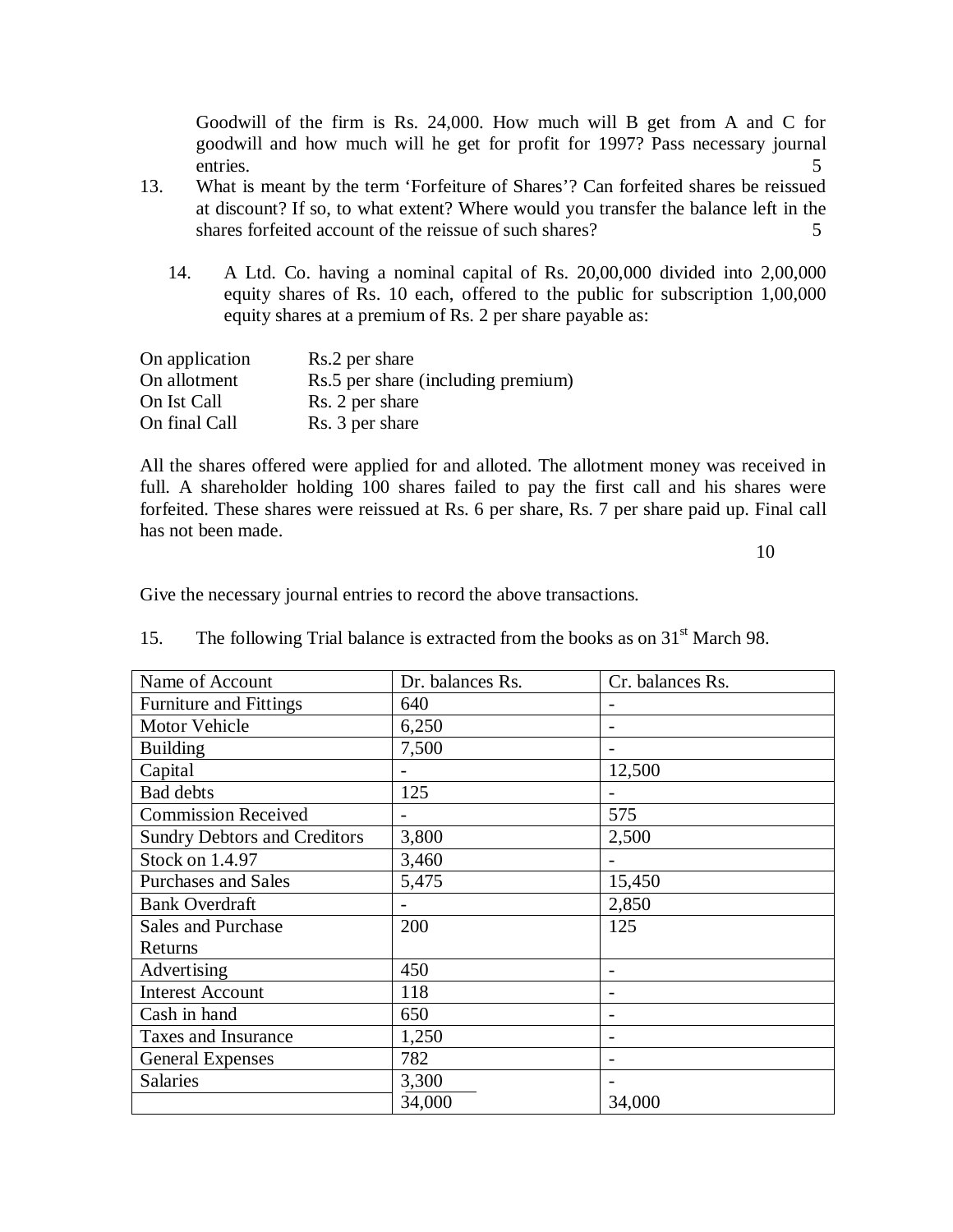Goodwill of the firm is Rs. 24,000. How much will B get from A and C for goodwill and how much will he get for profit for 1997? Pass necessary journal entries. 5

13. What is meant by the term 'Forfeiture of Shares'? Can forfeited shares be reissued at discount? If so, to what extent? Where would you transfer the balance left in the shares forfeited account of the reissue of such shares? 5

14. A Ltd. Co. having a nominal capital of Rs. 20,00,000 divided into 2,00,000 equity shares of Rs. 10 each, offered to the public for subscription 1,00,000 equity shares at a premium of Rs. 2 per share payable as:

| | |
|---|---|
| On application | Rs.2 per share |
| On allotment | Rs.5 per share (including premium) |
| On Ist Call | Rs. 2 per share |
| On final Call | Rs. 3 per share |

All the shares offered were applied for and alloted. The allotment money was received in full. A shareholder holding 100 shares failed to pay the first call and his shares were forfeited. These shares were reissued at Rs. 6 per share, Rs. 7 per share paid up. Final call has not been made.

10

Give the necessary journal entries to record the above transactions.

15. The following Trial balance is extracted from the books as on 31st March 98.

| Name of Account | Dr. balances Rs. | Cr. balances Rs. |
|---|---|---|
| Furniture and Fittings | 640 | - |
| Motor Vehicle | 6,250 | - |
| Building | 7,500 | - |
| Capital | - | 12,500 |
| Bad debts | 125 | - |
| Commission Received | - | 575 |
| Sundry Debtors and Creditors | 3,800 | 2,500 |
| Stock on 1.4.97 | 3,460 | - |
| Purchases and Sales | 5,475 | 15,450 |
| Bank Overdraft | - | 2,850 |
| Sales and Purchase Returns | 200 | 125 |
| Advertising | 450 | - |
| Interest Account | 118 | - |
| Cash in hand | 650 | - |
| Taxes and Insurance | 1,250 | - |
| General Expenses | 782 | - |
| Salaries | 3,300 | - |
| | 34,000 | 34,000 |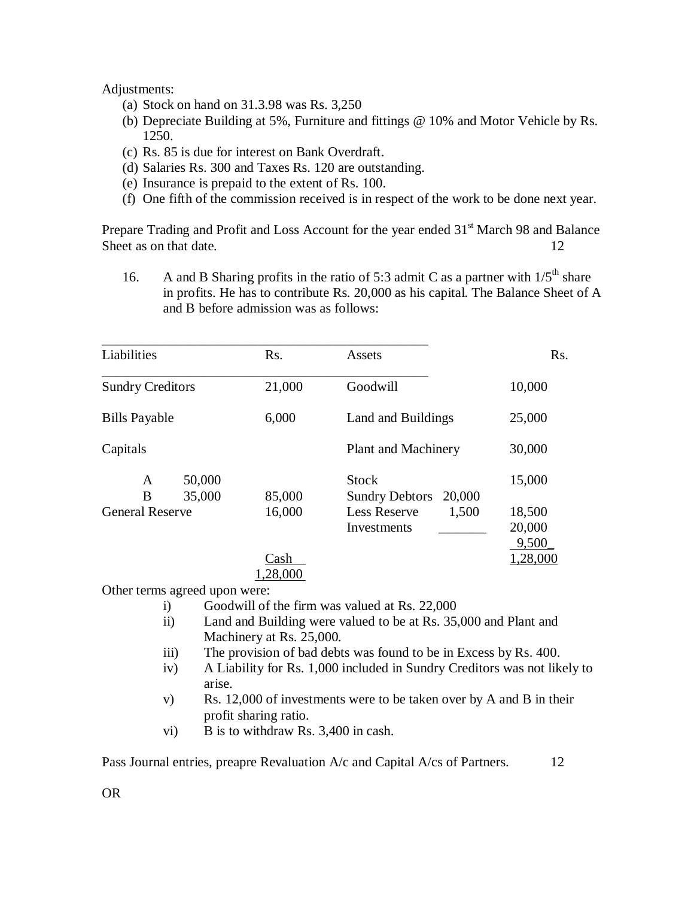Adjustments:

(a) Stock on hand on 31.3.98 was Rs. 3,250

(b) Depreciate Building at 5%, Furniture and fittings @ 10% and Motor Vehicle by Rs. 1250.

(c) Rs. 85 is due for interest on Bank Overdraft.

(d) Salaries Rs. 300 and Taxes Rs. 120 are outstanding.

(e) Insurance is prepaid to the extent of Rs. 100.

(f) One fifth of the commission received is in respect of the work to be done next year.

Prepare Trading and Profit and Loss Account for the year ended 31st March 98 and Balance Sheet as on that date. 12

16. A and B Sharing profits in the ratio of 5:3 admit C as a partner with 1/5th share in profits. He has to contribute Rs. 20,000 as his capital. The Balance Sheet of A and B before admission was as follows:

| Liabilities | | Rs. | Assets | | Rs. |
|---|---|---|---|---|---|
| Sundry Creditors | | 21,000 | Goodwill | | 10,000 |
| Bills Payable | | 6,000 | Land and Buildings | | 25,000 |
| Capitals | | | Plant and Machinery | | 30,000 |
| A | 50,000 | | Stock | | 15,000 |
| B | 35,000 | 85,000 | Sundry Debtors | 20,000 | |
| General Reserve | | 16,000 | Less Reserve | 1,500 | 18,500 |
| | | | Investments | _______ | 20,000 |
| | | | | | 9,500 |
| | | Cash | | | 1,28,000 |
| | | 1,28,000 | | | |

Other terms agreed upon were:

i) Goodwill of the firm was valued at Rs. 22,000

ii) Land and Building were valued to be at Rs. 35,000 and Plant and Machinery at Rs. 25,000.

iii) The provision of bad debts was found to be in Excess by Rs. 400.

iv) A Liability for Rs. 1,000 included in Sundry Creditors was not likely to arise.

v) Rs. 12,000 of investments were to be taken over by A and B in their profit sharing ratio.

vi) B is to withdraw Rs. 3,400 in cash.

Pass Journal entries, preapre Revaluation A/c and Capital A/cs of Partners. 12

OR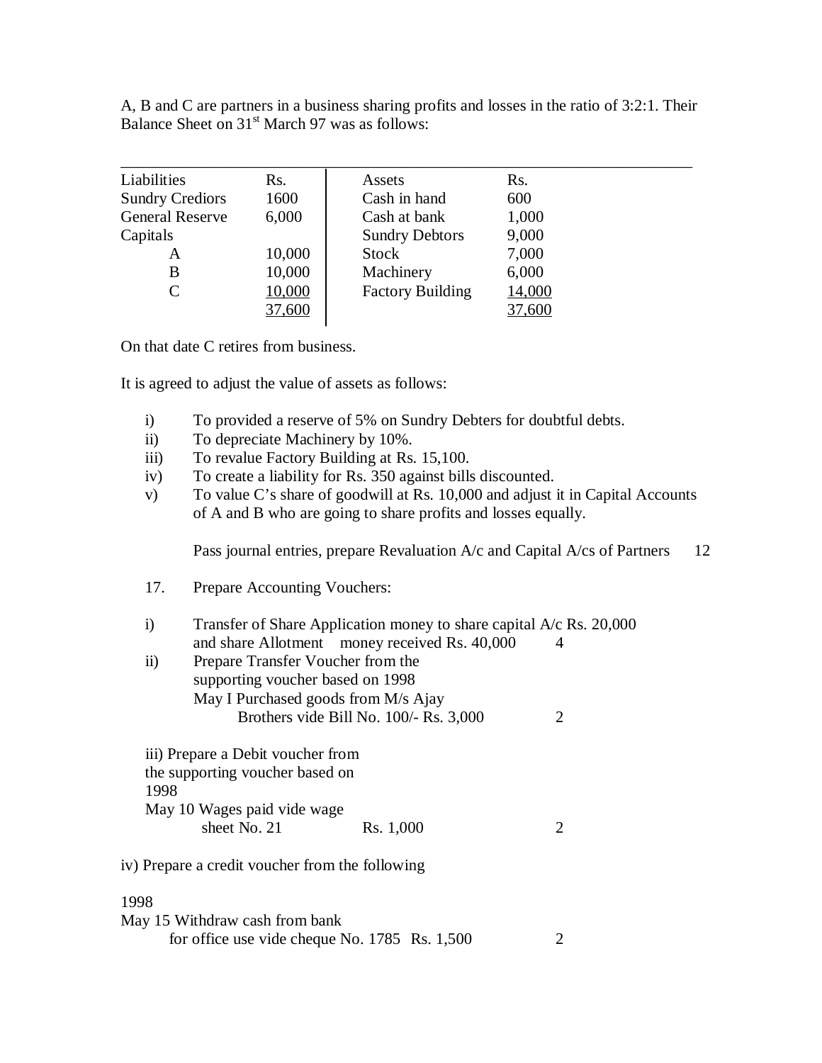A, B and C are partners in a business sharing profits and losses in the ratio of 3:2:1. Their Balance Sheet on 31st March 97 was as follows:

| Liabilities | Rs. | Assets | Rs. |
|---|---|---|---|
| Sundry Crediors | 1600 | Cash in hand | 600 |
| General Reserve | 6,000 | Cash at bank | 1,000 |
| Capitals | | Sundry Debtors | 9,000 |
| A | 10,000 | Stock | 7,000 |
| B | 10,000 | Machinery | 6,000 |
| C | 10,000 | Factory Building | 14,000 |
| | 37,600 | | 37,600 |

On that date C retires from business.

It is agreed to adjust the value of assets as follows:

i) To provided a reserve of 5% on Sundry Debters for doubtful debts.
ii) To depreciate Machinery by 10%.
iii) To revalue Factory Building at Rs. 15,100.
iv) To create a liability for Rs. 350 against bills discounted.
v) To value C's share of goodwill at Rs. 10,000 and adjust it in Capital Accounts of A and B who are going to share profits and losses equally.

Pass journal entries, prepare Revaluation A/c and Capital A/cs of Partners 12

17. Prepare Accounting Vouchers:

i) Transfer of Share Application money to share capital A/c Rs. 20,000 and share Allotment money received Rs. 40,000 4

ii) Prepare Transfer Voucher from the supporting voucher based on 1998
May I Purchased goods from M/s Ajay Brothers vide Bill No. 100/- Rs. 3,000 2

iii) Prepare a Debit voucher from the supporting voucher based on
1998
May 10 Wages paid vide wage sheet No. 21 Rs. 1,000 2

iv) Prepare a credit voucher from the following

1998
May 15 Withdraw cash from bank for office use vide cheque No. 1785 Rs. 1,500 2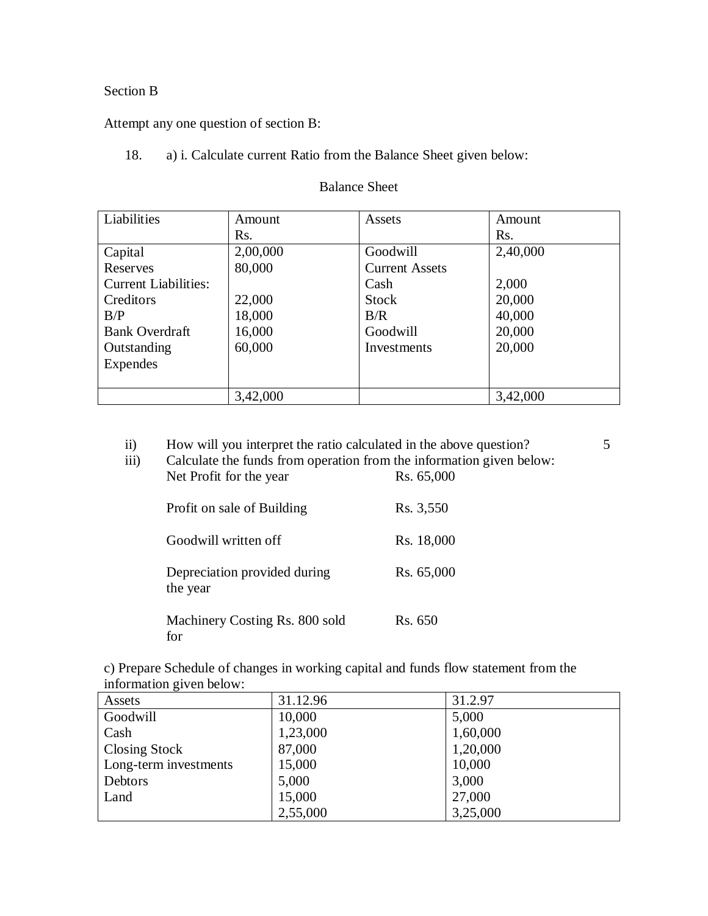Section B

Attempt any one question of section B:

18. a) i. Calculate current Ratio from the Balance Sheet given below:

Balance Sheet

| Liabilities | Amount Rs. | Assets | Amount Rs. |
|---|---|---|---|
| Capital | 2,00,000 | Goodwill | 2,40,000 |
| Reserves | 80,000 | Current Assets | |
| Current Liabilities: | | Cash | 2,000 |
| Creditors | 22,000 | Stock | 20,000 |
| B/P | 18,000 | B/R | 40,000 |
| Bank Overdraft | 16,000 | Goodwill | 20,000 |
| Outstanding Expendes | 60,000 | Investments | 20,000 |
| | 3,42,000 | | 3,42,000 |

ii) How will you interpret the ratio calculated in the above question? 5

iii) Calculate the funds from operation from the information given below:

| | |
|---|---|
| Net Profit for the year | Rs. 65,000 |
| Profit on sale of Building | Rs. 3,550 |
| Goodwill written off | Rs. 18,000 |
| Depreciation provided during the year | Rs. 65,000 |
| Machinery Costing Rs. 800 sold for | Rs. 650 |

c) Prepare Schedule of changes in working capital and funds flow statement from the information given below:

| Assets | 31.12.96 | 31.2.97 |
|---|---|---|
| Goodwill | 10,000 | 5,000 |
| Cash | 1,23,000 | 1,60,000 |
| Closing Stock | 87,000 | 1,20,000 |
| Long-term investments | 15,000 | 10,000 |
| Debtors | 5,000 | 3,000 |
| Land | 15,000 | 27,000 |
| | 2,55,000 | 3,25,000 |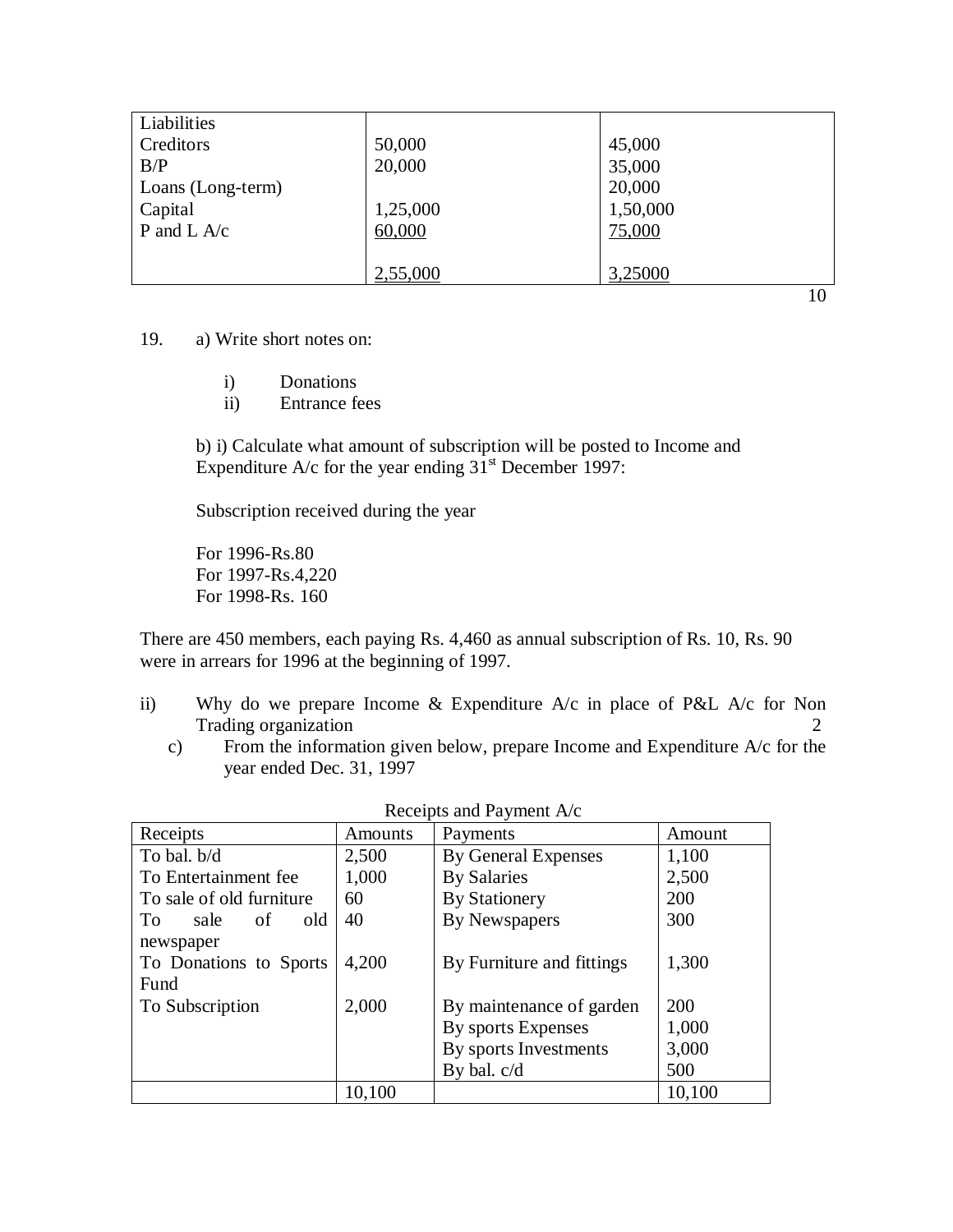| Liabilities | | |
|---|---|---|
| Creditors | 50,000 | 45,000 |
| B/P | 20,000 | 35,000 |
| Loans (Long-term) | | 20,000 |
| Capital | 1,25,000 | 1,50,000 |
| P and L A/c | 60,000 | 75,000 |
| | 2,55,000 | 3,25000 |

10

19. a) Write short notes on:

   i) Donations
   ii) Entrance fees

   b) i) Calculate what amount of subscription will be posted to Income and Expenditure A/c for the year ending 31st December 1997:

   Subscription received during the year

   For 1996-Rs.80
   For 1997-Rs.4,220
   For 1998-Rs. 160

There are 450 members, each paying Rs. 4,460 as annual subscription of Rs. 10, Rs. 90 were in arrears for 1996 at the beginning of 1997.

ii) Why do we prepare Income & Expenditure A/c in place of P&L A/c for Non Trading organization 2

   c) From the information given below, prepare Income and Expenditure A/c for the year ended Dec. 31, 1997

Receipts and Payment A/c

| Receipts | Amounts | Payments | Amount |
|---|---|---|---|
| To bal. b/d | 2,500 | By General Expenses | 1,100 |
| To Entertainment fee | 1,000 | By Salaries | 2,500 |
| To sale of old furniture | 60 | By Stationery | 200 |
| To sale of old newspaper | 40 | By Newspapers | 300 |
| To Donations to Sports Fund | 4,200 | By Furniture and fittings | 1,300 |
| To Subscription | 2,000 | By maintenance of garden | 200 |
| | | By sports Expenses | 1,000 |
| | | By sports Investments | 3,000 |
| | | By bal. c/d | 500 |
| | 10,100 | | 10,100 |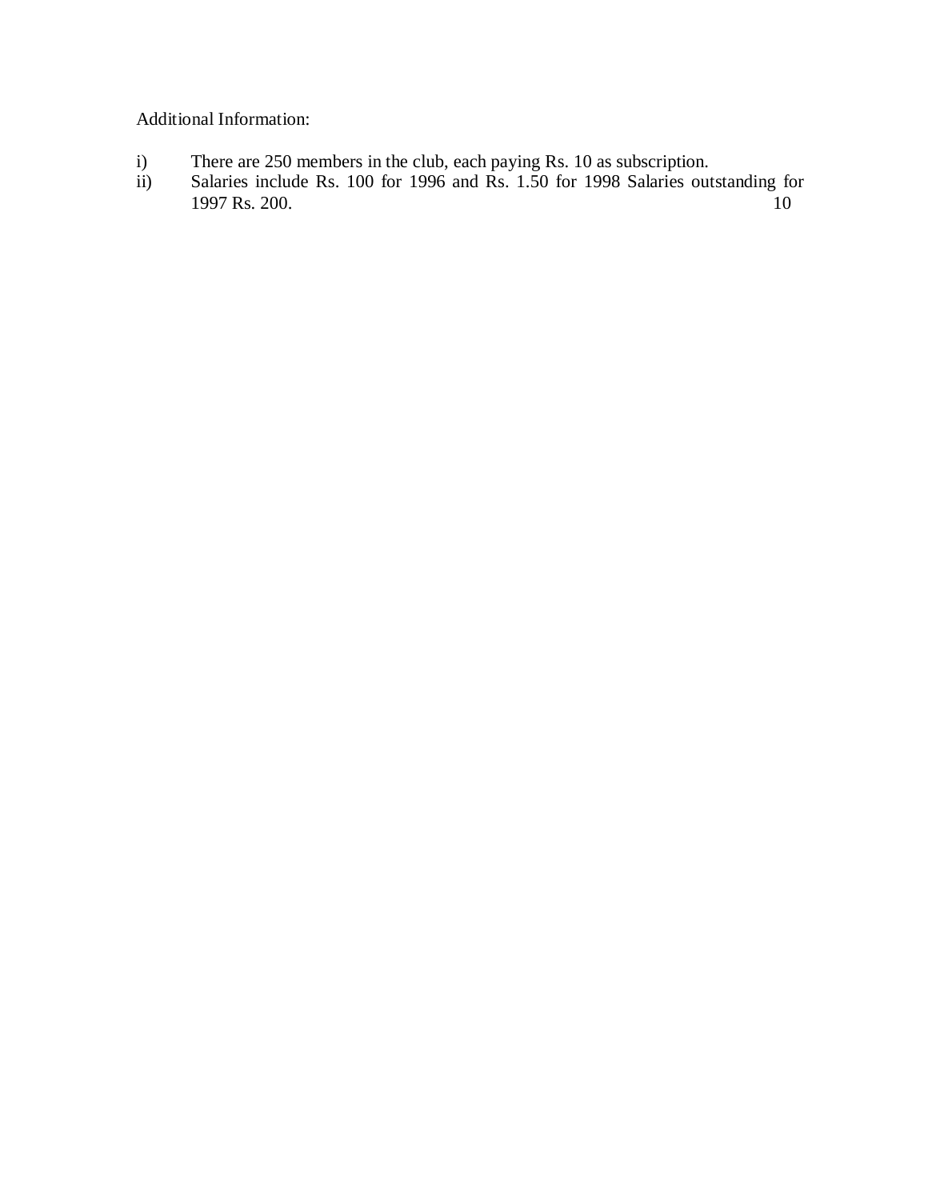Additional Information:

i) There are 250 members in the club, each paying Rs. 10 as subscription.

ii) Salaries include Rs. 100 for 1996 and Rs. 1.50 for 1998 Salaries outstanding for 1997 Rs. 200. 10